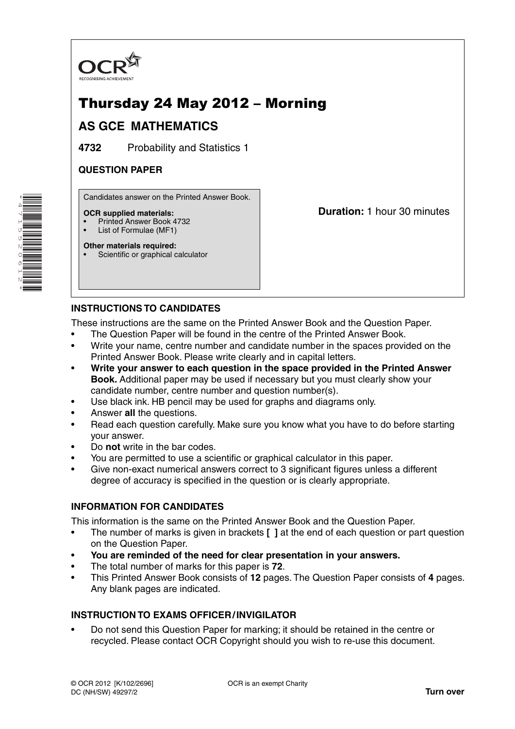OCR

RECOGNISING ACHIEVEMENT

# Thursday 24 May 2012 – Morning

## AS GCE MATHEMATICS

**4732** Probability and Statistics 1

**QUESTION PAPER**

Candidates answer on the Printed Answer Book.

**OCR supplied materials:**
- Printed Answer Book 4732
- List of Formulae (MF1)

**Other materials required:**
- Scientific or graphical calculator

**Duration:** 1 hour 30 minutes

### INSTRUCTIONS TO CANDIDATES

These instructions are the same on the Printed Answer Book and the Question Paper.

- The Question Paper will be found in the centre of the Printed Answer Book.
- Write your name, centre number and candidate number in the spaces provided on the Printed Answer Book. Please write clearly and in capital letters.
- **Write your answer to each question in the space provided in the Printed Answer Book.** Additional paper may be used if necessary but you must clearly show your candidate number, centre number and question number(s).
- Use black ink. HB pencil may be used for graphs and diagrams only.
- Answer **all** the questions.
- Read each question carefully. Make sure you know what you have to do before starting your answer.
- Do **not** write in the bar codes.
- You are permitted to use a scientific or graphical calculator in this paper.
- Give non-exact numerical answers correct to 3 significant figures unless a different degree of accuracy is specified in the question or is clearly appropriate.

### INFORMATION FOR CANDIDATES

This information is the same on the Printed Answer Book and the Question Paper.

- The number of marks is given in brackets **[ ]** at the end of each question or part question on the Question Paper.
- **You are reminded of the need for clear presentation in your answers.**
- The total number of marks for this paper is **72**.
- This Printed Answer Book consists of **12** pages. The Question Paper consists of **4** pages. Any blank pages are indicated.

### INSTRUCTION TO EXAMS OFFICER / INVIGILATOR

- Do not send this Question Paper for marking; it should be retained in the centre or recycled. Please contact OCR Copyright should you wish to re-use this document.

© OCR 2012 [K/102/2696]
DC (NH/SW) 49297/2

OCR is an exempt Charity

**Turn over**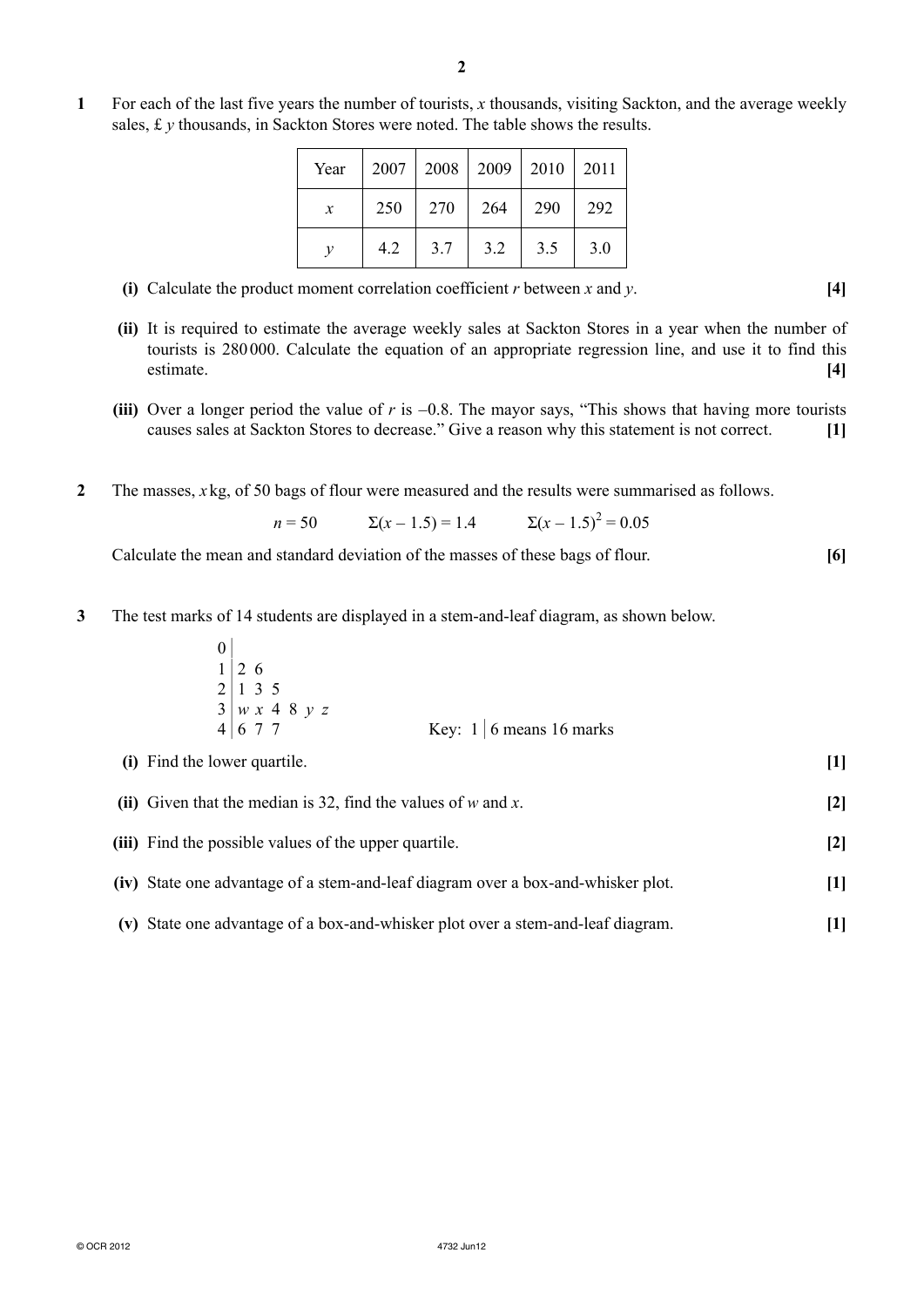**1** For each of the last five years the number of tourists, $x$ thousands, visiting Sackton, and the average weekly sales, £ $y$ thousands, in Sackton Stores were noted. The table shows the results.

| Year | 2007 | 2008 | 2009 | 2010 | 2011 |
|---|---|---|---|---|---|
| $x$ | 250 | 270 | 264 | 290 | 292 |
| $y$ | 4.2 | 3.7 | 3.2 | 3.5 | 3.0 |

**(i)** Calculate the product moment correlation coefficient $r$ between $x$ and $y$. **[4]**

**(ii)** It is required to estimate the average weekly sales at Sackton Stores in a year when the number of tourists is 280 000. Calculate the equation of an appropriate regression line, and use it to find this estimate. **[4]**

**(iii)** Over a longer period the value of $r$ is $-0.8$. The mayor says, "This shows that having more tourists causes sales at Sackton Stores to decrease." Give a reason why this statement is not correct. **[1]**

**2** The masses, $x$ kg, of 50 bags of flour were measured and the results were summarised as follows.

$$n = 50 \qquad \Sigma(x - 1.5) = 1.4 \qquad \Sigma(x - 1.5)^2 = 0.05$$

Calculate the mean and standard deviation of the masses of these bags of flour. **[6]**

**3** The test marks of 14 students are displayed in a stem-and-leaf diagram, as shown below.

```
0 |
1 | 2 6
2 | 1 3 5
3 | w x 4 8 y z
4 | 6 7 7
```

Key: 1 | 6 means 16 marks

**(i)** Find the lower quartile. **[1]**

**(ii)** Given that the median is 32, find the values of $w$ and $x$. **[2]**

**(iii)** Find the possible values of the upper quartile. **[2]**

**(iv)** State one advantage of a stem-and-leaf diagram over a box-and-whisker plot. **[1]**

**(v)** State one advantage of a box-and-whisker plot over a stem-and-leaf diagram. **[1]**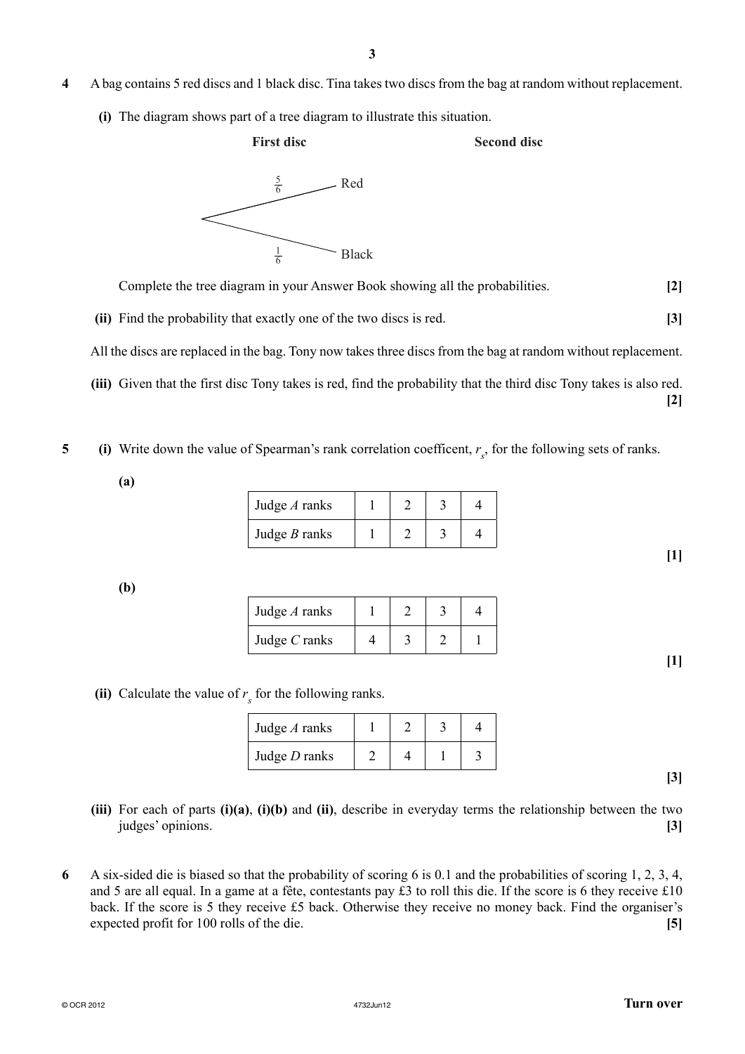**4** A bag contains 5 red discs and 1 black disc. Tina takes two discs from the bag at random without replacement.

**(i)** The diagram shows part of a tree diagram to illustrate this situation.

**First disc** — Red: $\frac{5}{6}$; Black: $\frac{1}{6}$

**Second disc**

Complete the tree diagram in your Answer Book showing all the probabilities. **[2]**

**(ii)** Find the probability that exactly one of the two discs is red. **[3]**

All the discs are replaced in the bag. Tony now takes three discs from the bag at random without replacement.

**(iii)** Given that the first disc Tony takes is red, find the probability that the third disc Tony takes is also red. **[2]**

**5** **(i)** Write down the value of Spearman's rank correlation coefficent, $r_s$, for the following sets of ranks.

**(a)**

| Judge *A* ranks | 1 | 2 | 3 | 4 |
|---|---|---|---|---|
| Judge *B* ranks | 1 | 2 | 3 | 4 |

**[1]**

**(b)**

| Judge *A* ranks | 1 | 2 | 3 | 4 |
|---|---|---|---|---|
| Judge *C* ranks | 4 | 3 | 2 | 1 |

**[1]**

**(ii)** Calculate the value of $r_s$ for the following ranks.

| Judge *A* ranks | 1 | 2 | 3 | 4 |
|---|---|---|---|---|
| Judge *D* ranks | 2 | 4 | 1 | 3 |

**[3]**

**(iii)** For each of parts **(i)(a)**, **(i)(b)** and **(ii)**, describe in everyday terms the relationship between the two judges' opinions. **[3]**

**6** A six-sided die is biased so that the probability of scoring 6 is 0.1 and the probabilities of scoring 1, 2, 3, 4, and 5 are all equal. In a game at a fête, contestants pay £3 to roll this die. If the score is 6 they receive £10 back. If the score is 5 they receive £5 back. Otherwise they receive no money back. Find the organiser's expected profit for 100 rolls of the die. **[5]**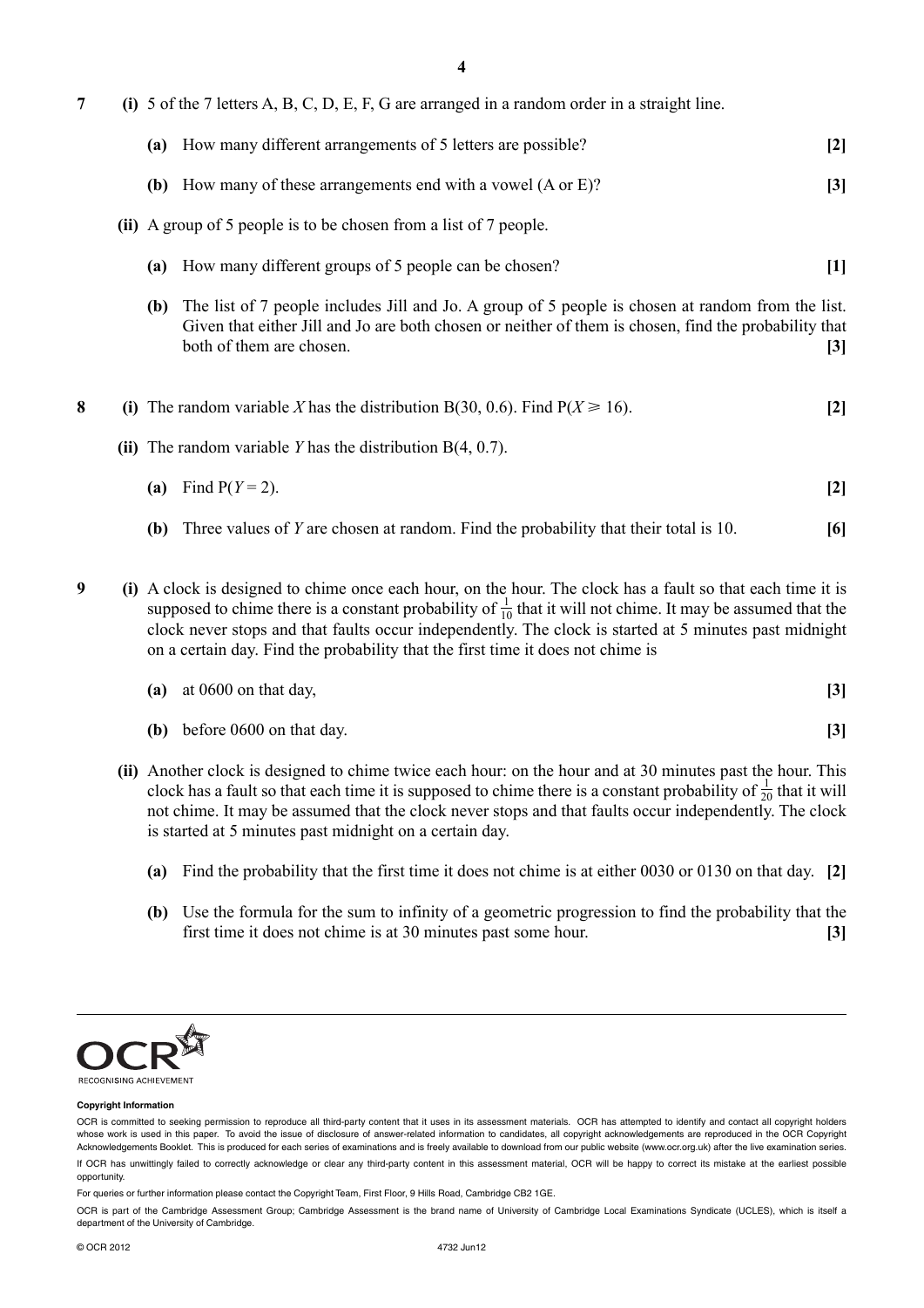**7** **(i)** 5 of the 7 letters A, B, C, D, E, F, G are arranged in a random order in a straight line.

**(a)** How many different arrangements of 5 letters are possible? **[2]**

**(b)** How many of these arrangements end with a vowel (A or E)? **[3]**

**(ii)** A group of 5 people is to be chosen from a list of 7 people.

**(a)** How many different groups of 5 people can be chosen? **[1]**

**(b)** The list of 7 people includes Jill and Jo. A group of 5 people is chosen at random from the list. Given that either Jill and Jo are both chosen or neither of them is chosen, find the probability that both of them are chosen. **[3]**

**8** **(i)** The random variable $X$ has the distribution $B(30, 0.6)$. Find $P(X \geqslant 16)$. **[2]**

**(ii)** The random variable $Y$ has the distribution $B(4, 0.7)$.

**(a)** Find $P(Y = 2)$. **[2]**

**(b)** Three values of $Y$ are chosen at random. Find the probability that their total is 10. **[6]**

**9** **(i)** A clock is designed to chime once each hour, on the hour. The clock has a fault so that each time it is supposed to chime there is a constant probability of $\frac{1}{10}$ that it will not chime. It may be assumed that the clock never stops and that faults occur independently. The clock is started at 5 minutes past midnight on a certain day. Find the probability that the first time it does not chime is

**(a)** at 0600 on that day, **[3]**

**(b)** before 0600 on that day. **[3]**

**(ii)** Another clock is designed to chime twice each hour: on the hour and at 30 minutes past the hour. This clock has a fault so that each time it is supposed to chime there is a constant probability of $\frac{1}{20}$ that it will not chime. It may be assumed that the clock never stops and that faults occur independently. The clock is started at 5 minutes past midnight on a certain day.

**(a)** Find the probability that the first time it does not chime is at either 0030 or 0130 on that day. **[2]**

**(b)** Use the formula for the sum to infinity of a geometric progression to find the probability that the first time it does not chime is at 30 minutes past some hour. **[3]**

**Copyright Information**

OCR is committed to seeking permission to reproduce all third-party content that it uses in its assessment materials. OCR has attempted to identify and contact all copyright holders whose work is used in this paper. To avoid the issue of disclosure of answer-related information to candidates, all copyright acknowledgements are reproduced in the OCR Copyright Acknowledgements Booklet. This is produced for each series of examinations and is freely available to download from our public website (www.ocr.org.uk) after the live examination series.

If OCR has unwittingly failed to correctly acknowledge or clear any third-party content in this assessment material, OCR will be happy to correct its mistake at the earliest possible opportunity.

For queries or further information please contact the Copyright Team, First Floor, 9 Hills Road, Cambridge CB2 1GE.

OCR is part of the Cambridge Assessment Group; Cambridge Assessment is the brand name of University of Cambridge Local Examinations Syndicate (UCLES), which is itself a department of the University of Cambridge.

© OCR 2012 4732 Jun12